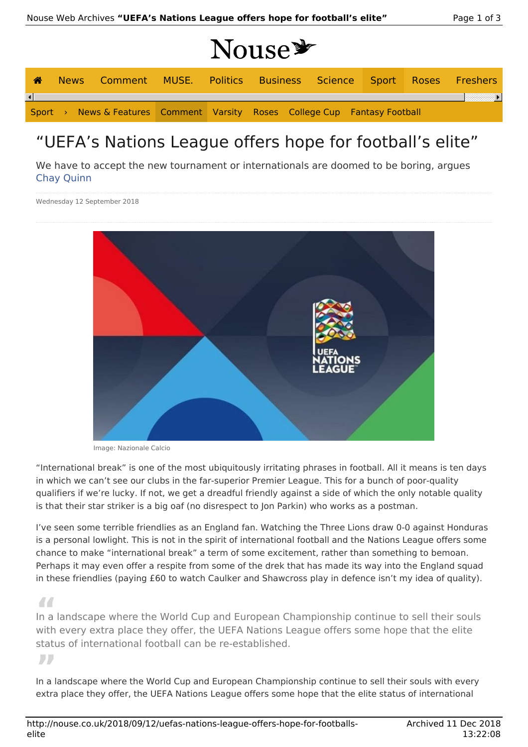# “UEFA’s Nations League offers hope for football’s elite”

We have to accept the new tournament or internationals are doomed to be boring, argues Chay Quinn

Wednesday 12 September 2018

Image: Nazionale Calcio

“International break” is one of the most ubiquitously irritating phrases in football. All it means is ten days in which we can’t see our clubs in the far-superior Premier League. This for a bunch of poor-quality qualifiers if we’re lucky. If not, we get a dreadful friendly against a side of which the only notable quality is that their star striker is a big oaf (no disrespect to Jon Parkin) who works as a postman.

I’ve seen some terrible friendlies as an England fan. Watching the Three Lions draw 0-0 against Honduras is a personal lowlight. This is not in the spirit of international football and the Nations League offers some chance to make “international break” a term of some excitement, rather than something to bemoan. Perhaps it may even offer a respite from some of the drek that has made its way into the England squad in these friendlies (paying £60 to watch Caulker and Shawcross play in defence isn’t my idea of quality).

> In a landscape where the World Cup and European Championship continue to sell their souls with every extra place they offer, the UEFA Nations League offers some hope that the elite status of international football can be re-established.

In a landscape where the World Cup and European Championship continue to sell their souls with every extra place they offer, the UEFA Nations League offers some hope that the elite status of international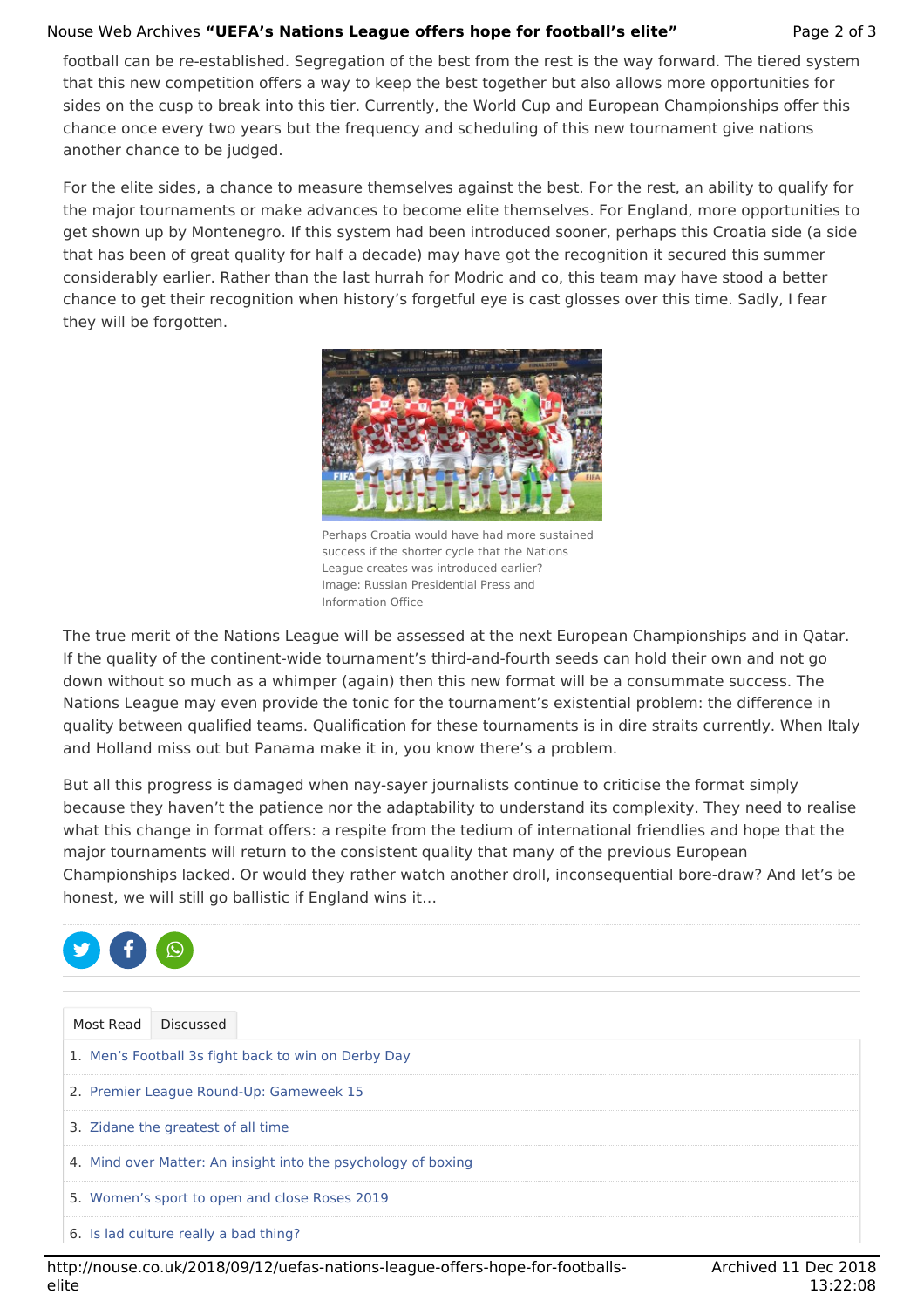football can be re-established. Segregation of the best from the rest is the way forward. The tiered system that this new competition offers a way to keep the best together but also allows more opportunities for sides on the cusp to break into this tier. Currently, the World Cup and European Championships offer this chance once every two years but the frequency and scheduling of this new tournament give nations another chance to be judged.

For the elite sides, a chance to measure themselves against the best. For the rest, an ability to qualify for the major tournaments or make advances to become elite themselves. For England, more opportunities to get shown up by Montenegro. If this system had been introduced sooner, perhaps this Croatia side (a side that has been of great quality for half a decade) may have got the recognition it secured this summer considerably earlier. Rather than the last hurrah for Modric and co, this team may have stood a better chance to get their recognition when history's forgetful eye is cast glosses over this time. Sadly, I fear they will be forgotten.

Perhaps Croatia would have had more sustained success if the shorter cycle that the Nations League creates was introduced earlier? Image: Russian Presidential Press and Information Office

The true merit of the Nations League will be assessed at the next European Championships and in Qatar. If the quality of the continent-wide tournament's third-and-fourth seeds can hold their own and not go down without so much as a whimper (again) then this new format will be a consummate success. The Nations League may even provide the tonic for the tournament's existential problem: the difference in quality between qualified teams. Qualification for these tournaments is in dire straits currently. When Italy and Holland miss out but Panama make it in, you know there's a problem.

But all this progress is damaged when nay-sayer journalists continue to criticise the format simply because they haven't the patience nor the adaptability to understand its complexity. They need to realise what this change in format offers: a respite from the tedium of international friendlies and hope that the major tournaments will return to the consistent quality that many of the previous European Championships lacked. Or would they rather watch another droll, inconsequential bore-draw? And let's be honest, we will still go ballistic if England wins it…

Most Read | Discussed

1. Men's Football 3s fight back to win on Derby Day
2. Premier League Round-Up: Gameweek 15
3. Zidane the greatest of all time
4. Mind over Matter: An insight into the psychology of boxing
5. Women's sport to open and close Roses 2019
6. Is lad culture really a bad thing?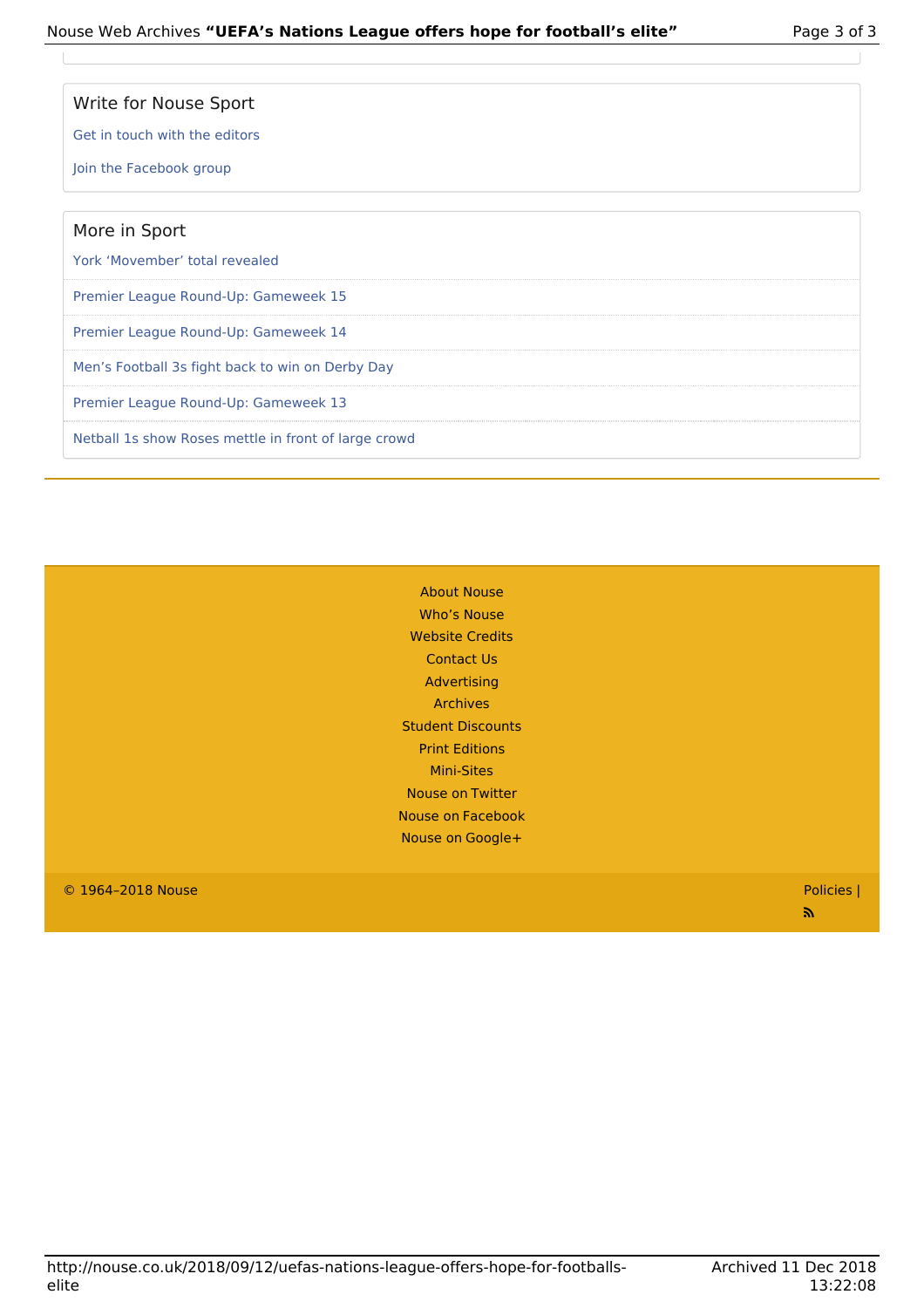## Write for Nouse Sport

Get in touch with the editors

Join the Facebook group

## More in Sport

York 'Movember' total revealed

Premier League Round-Up: Gameweek 15

Premier League Round-Up: Gameweek 14

Men's Football 3s fight back to win on Derby Day

Premier League Round-Up: Gameweek 13

Netball 1s show Roses mettle in front of large crowd

About Nouse
Who's Nouse
Website Credits
Contact Us
Advertising
Archives
Student Discounts
Print Editions
Mini-Sites
Nouse on Twitter
Nouse on Facebook
Nouse on Google+

© 1964–2018 Nouse

Policies |